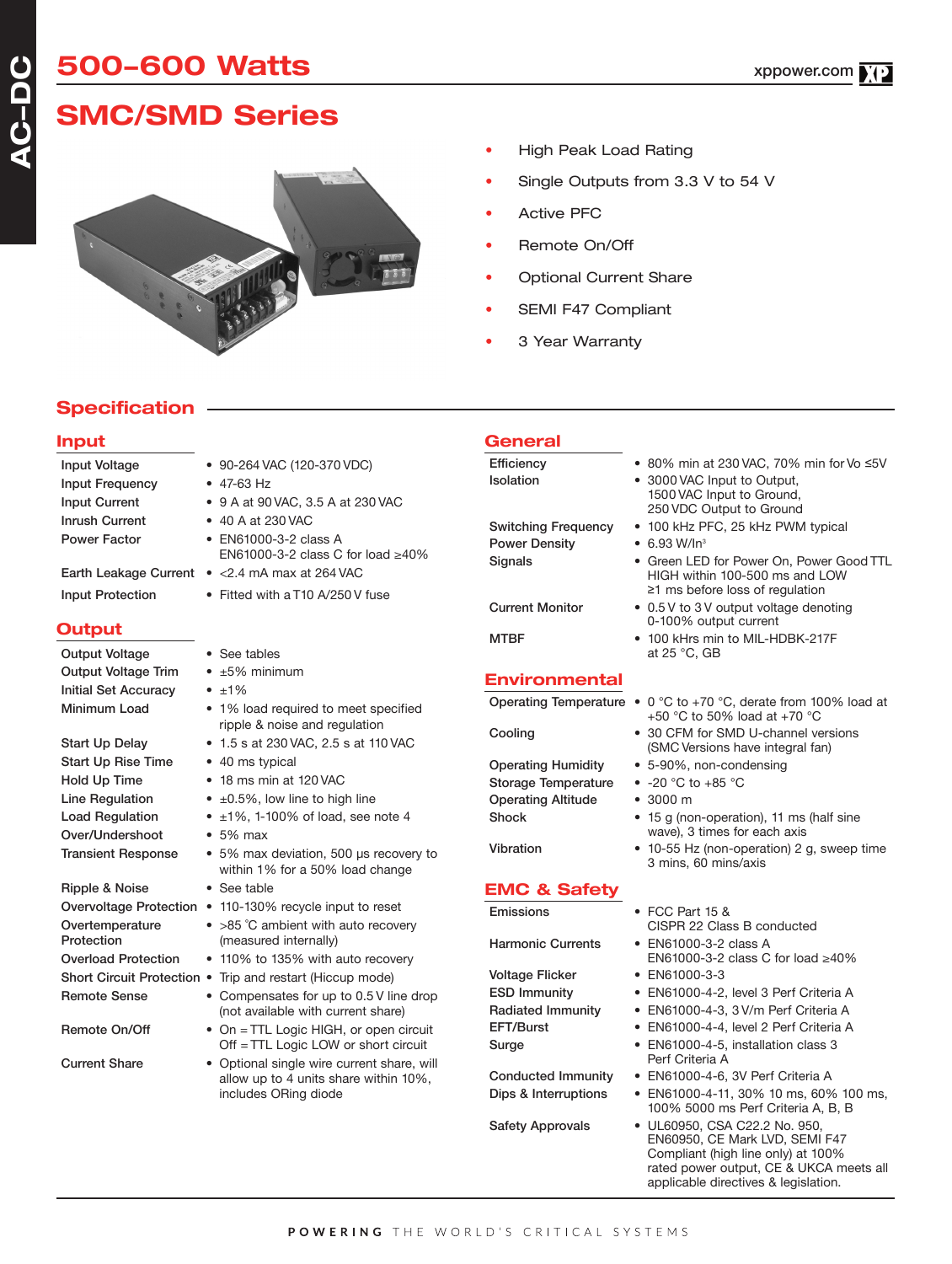# 500-600 Watts

## SMC/SMD Series

- High Peak Load Rating
- Single Outputs from 3.3 V to 54 V
- Active PFC
- Remote On/Off
- Optional Current Share
- SEMI F47 Compliant
- 3 Year Warranty

## Specification

### Input

| | |
|---|---|
| Input Voltage | • 90-264 VAC (120-370 VDC) |
| Input Frequency | • 47-63 Hz |
| Input Current | • 9 A at 90 VAC, 3.5 A at 230 VAC |
| Inrush Current | • 40 A at 230 VAC |
| Power Factor | • EN61000-3-2 class A<br>EN61000-3-2 class C for load ≥40% |
| Earth Leakage Current | • <2.4 mA max at 264 VAC |
| Input Protection | • Fitted with a T10 A/250 V fuse |

### Output

| | |
|---|---|
| Output Voltage | • See tables |
| Output Voltage Trim | • ±5% minimum |
| Initial Set Accuracy | • ±1% |
| Minimum Load | • 1% load required to meet specified ripple & noise and regulation |
| Start Up Delay | • 1.5 s at 230 VAC, 2.5 s at 110 VAC |
| Start Up Rise Time | • 40 ms typical |
| Hold Up Time | • 18 ms min at 120 VAC |
| Line Regulation | • ±0.5%, low line to high line |
| Load Regulation | • ±1%, 1-100% of load, see note 4 |
| Over/Undershoot | • 5% max |
| Transient Response | • 5% max deviation, 500 µs recovery to within 1% for a 50% load change |
| Ripple & Noise | • See table |
| Overvoltage Protection | • 110-130% recycle input to reset |
| Overtemperature Protection | • >85 ˚C ambient with auto recovery (measured internally) |
| Overload Protection | • 110% to 135% with auto recovery |
| Short Circuit Protection | • Trip and restart (Hiccup mode) |
| Remote Sense | • Compensates for up to 0.5 V line drop (not available with current share) |
| Remote On/Off | • On = TTL Logic HIGH, or open circuit<br>Off = TTL Logic LOW or short circuit |
| Current Share | • Optional single wire current share, will allow up to 4 units share within 10%, includes ORing diode |

### General

| | |
|---|---|
| Efficiency | • 80% min at 230 VAC, 70% min for Vo ≤5V |
| Isolation | • 3000 VAC Input to Output,<br>1500 VAC Input to Ground,<br>250 VDC Output to Ground |
| Switching Frequency | • 100 kHz PFC, 25 kHz PWM typical |
| Power Density | • 6.93 W/In³ |
| Signals | • Green LED for Power On, Power Good TTL HIGH within 100-500 ms and LOW ≥1 ms before loss of regulation |
| Current Monitor | • 0.5 V to 3 V output voltage denoting 0-100% output current |
| MTBF | • 100 kHrs min to MIL-HDBK-217F at 25 °C, GB |

### Environmental

| | |
|---|---|
| Operating Temperature | • 0 °C to +70 °C, derate from 100% load at +50 °C to 50% load at +70 °C |
| Cooling | • 30 CFM for SMD U-channel versions (SMC Versions have integral fan) |
| Operating Humidity | • 5-90%, non-condensing |
| Storage Temperature | • -20 °C to +85 °C |
| Operating Altitude | • 3000 m |
| Shock | • 15 g (non-operation), 11 ms (half sine wave), 3 times for each axis |
| Vibration | • 10-55 Hz (non-operation) 2 g, sweep time 3 mins, 60 mins/axis |

### EMC & Safety

| | |
|---|---|
| Emissions | • FCC Part 15 & CISPR 22 Class B conducted |
| Harmonic Currents | • EN61000-3-2 class A<br>EN61000-3-2 class C for load ≥40% |
| Voltage Flicker | • EN61000-3-3 |
| ESD Immunity | • EN61000-4-2, level 3 Perf Criteria A |
| Radiated Immunity | • EN61000-4-3, 3 V/m Perf Criteria A |
| EFT/Burst | • EN61000-4-4, level 2 Perf Criteria A |
| Surge | • EN61000-4-5, installation class 3 Perf Criteria A |
| Conducted Immunity | • EN61000-4-6, 3V Perf Criteria A |
| Dips & Interruptions | • EN61000-4-11, 30% 10 ms, 60% 100 ms, 100% 5000 ms Perf Criteria A, B, B |
| Safety Approvals | • UL60950, CSA C22.2 No. 950, EN60950, CE Mark LVD, SEMI F47 Compliant (high line only) at 100% rated power output, CE & UKCA meets all applicable directives & legislation. |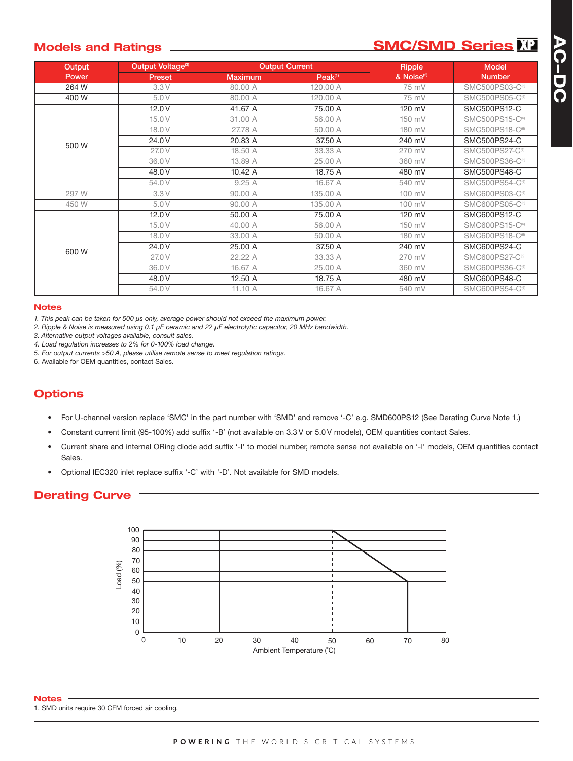## Models and Ratings

**SMC/SMD Series**

| Output Power | Output Voltage[3] | Output Current | | Ripple & Noise[2] | Model Number |
|---|---|---|---|---|---|
| | Preset | Maximum | Peak[1] | | |
| 264 W | 3.3 V | 80.00 A | 120.00 A | 75 mV | SMC500PS03-C[6] |
| 400 W | 5.0 V | 80.00 A | 120.00 A | 75 mV | SMC500PS05-C[6] |
| 500 W | 12.0 V | 41.67 A | 75.00 A | 120 mV | SMC500PS12-C |
| | 15.0 V | 31.00 A | 56.00 A | 150 mV | SMC500PS15-C[6] |
| | 18.0 V | 27.78 A | 50.00 A | 180 mV | SMC500PS18-C[6] |
| | 24.0 V | 20.83 A | 37.50 A | 240 mV | SMC500PS24-C |
| | 27.0 V | 18.50 A | 33.33 A | 270 mV | SMC500PS27-C[6] |
| | 36.0 V | 13.89 A | 25.00 A | 360 mV | SMC500PS36-C[6] |
| | 48.0 V | 10.42 A | 18.75 A | 480 mV | SMC500PS48-C |
| | 54.0 V | 9.25 A | 16.67 A | 540 mV | SMC500PS54-C[6] |
| 297 W | 3.3 V | 90.00 A | 135.00 A | 100 mV | SMC600PS03-C[6] |
| 450 W | 5.0 V | 90.00 A | 135.00 A | 100 mV | SMC600PS05-C[6] |
| 600 W | 12.0 V | 50.00 A | 75.00 A | 120 mV | SMC600PS12-C |
| | 15.0 V | 40.00 A | 56.00 A | 150 mV | SMC600PS15-C[6] |
| | 18.0 V | 33.00 A | 50.00 A | 180 mV | SMC600PS18-C[6] |
| | 24.0 V | 25.00 A | 37.50 A | 240 mV | SMC600PS24-C |
| | 27.0 V | 22.22 A | 33.33 A | 270 mV | SMC600PS27-C[6] |
| | 36.0 V | 16.67 A | 25.00 A | 360 mV | SMC600PS36-C[6] |
| | 48.0 V | 12.50 A | 18.75 A | 480 mV | SMC600PS48-C |
| | 54.0 V | 11.10 A | 16.67 A | 540 mV | SMC600PS54-C[6] |

### Notes

*1. This peak can be taken for 500 µs only, average power should not exceed the maximum power.*
*2. Ripple & Noise is measured using 0.1 µF ceramic and 22 µF electrolytic capacitor, 20 MHz bandwidth.*
*3. Alternative output voltages available, consult sales.*
*4. Load regulation increases to 2% for 0-100% load change.*
*5. For output currents >50 A, please utilise remote sense to meet regulation ratings.*
6. Available for OEM quantities, contact Sales.

## Options

- For U-channel version replace 'SMC' in the part number with 'SMD' and remove '-C' e.g. SMD600PS12 (See Derating Curve Note 1.)
- Constant current limit (95-100%) add suffix '-B' (not available on 3.3 V or 5.0 V models), OEM quantities contact Sales.
- Current share and internal ORing diode add suffix '-I' to model number, remote sense not available on '-I' models, OEM quantities contact Sales.
- Optional IEC320 inlet replace suffix '-C' with '-D'. Not available for SMD models.

## Derating Curve

Load (%) vs Ambient Temperature (˚C): 100% load from 0 to 50 ˚C, derating linearly to 50% load at 70 ˚C.

### Notes

1. SMD units require 30 CFM forced air cooling.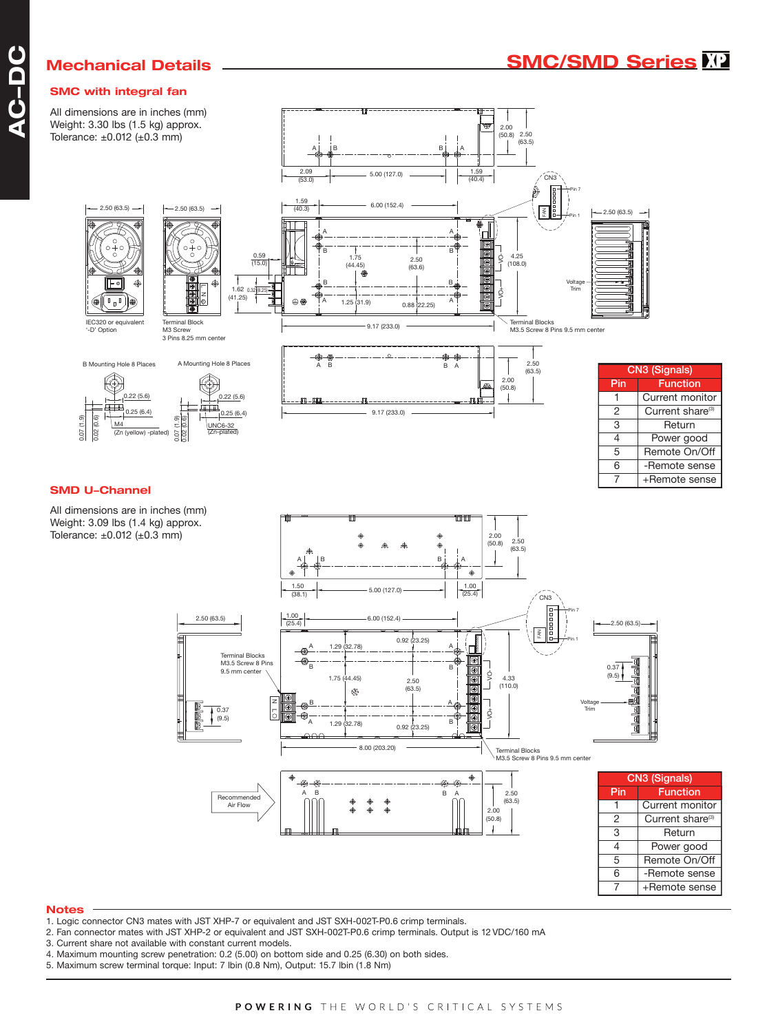## Mechanical Details

**SMC/SMD Series XP**

### SMC with integral fan

All dimensions are in inches (mm)
Weight: 3.30 lbs (1.5 kg) approx.
Tolerance: ±0.012 (±0.3 mm)

IEC320 or equivalent '-D' Option

Terminal Block M3 Screw 3 Pins 8.25 mm center

Terminal Blocks M3.5 Screw 8 Pins 9.5 mm center

B Mounting Hole 8 Places

A Mounting Hole 8 Places

| CN3 (Signals) | |
|---|---|
| Pin | Function |
| 1 | Current monitor |
| 2 | Current share[3] |
| 3 | Return |
| 4 | Power good |
| 5 | Remote On/Off |
| 6 | -Remote sense |
| 7 | +Remote sense |

### SMD U-Channel

All dimensions are in inches (mm)
Weight: 3.09 lbs (1.4 kg) approx.
Tolerance: ±0.012 (±0.3 mm)

Terminal Blocks M3.5 Screw 8 Pins 9.5 mm center

Recommended Air Flow

| CN3 (Signals) | |
|---|---|
| Pin | Function |
| 1 | Current monitor |
| 2 | Current share[3] |
| 3 | Return |
| 4 | Power good |
| 5 | Remote On/Off |
| 6 | -Remote sense |
| 7 | +Remote sense |

### Notes

1. Logic connector CN3 mates with JST XHP-7 or equivalent and JST SXH-002T-P0.6 crimp terminals.
2. Fan connector mates with JST XHP-2 or equivalent and JST SXH-002T-P0.6 crimp terminals. Output is 12 VDC/160 mA
3. Current share not available with constant current models.
4. Maximum mounting screw penetration: 0.2 (5.00) on bottom side and 0.25 (6.30) on both sides.
5. Maximum screw terminal torque: Input: 7 lbin (0.8 Nm), Output: 15.7 lbin (1.8 Nm)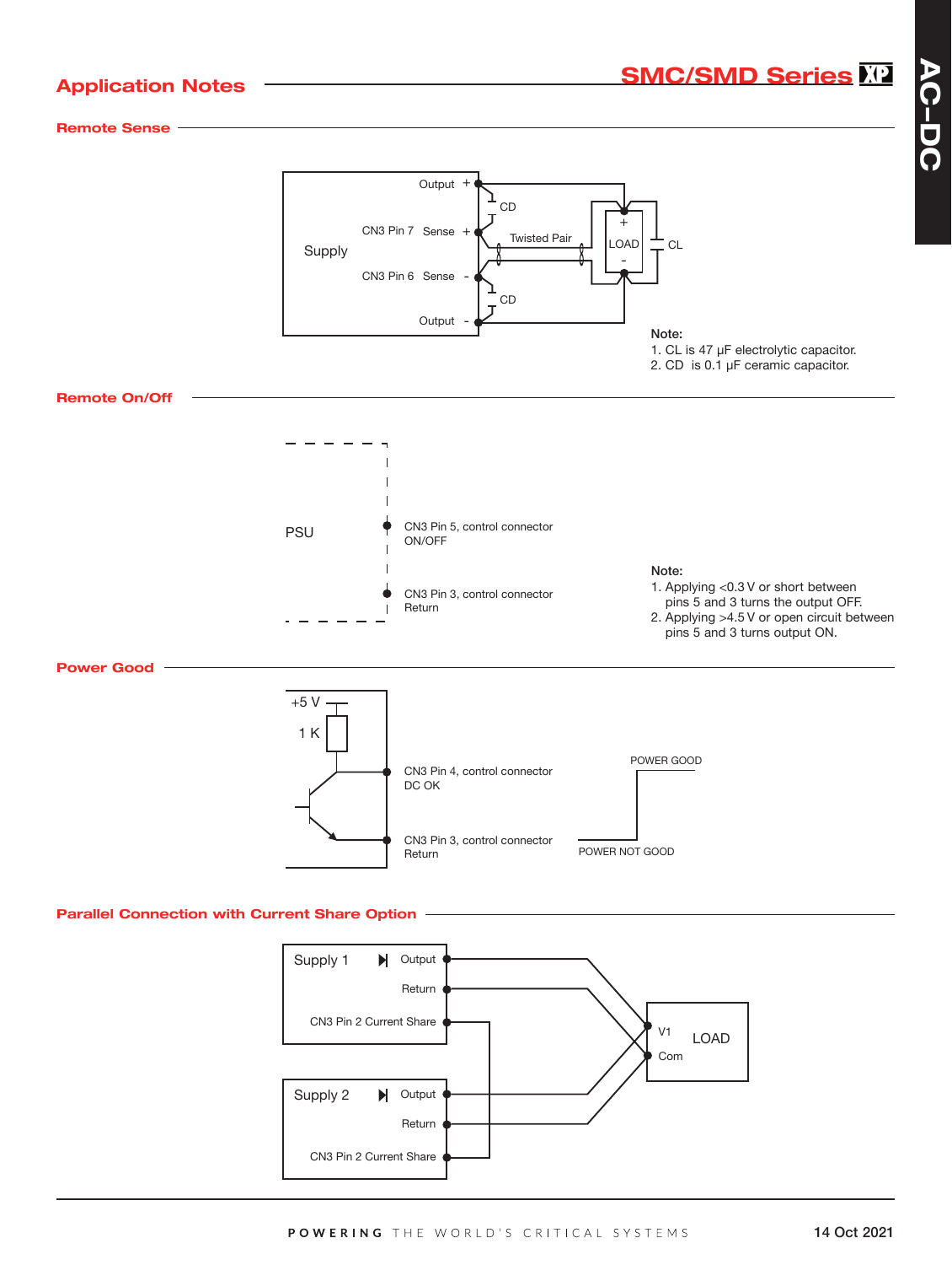# Application Notes

SMC/SMD Series XP

AC-DC

## Remote Sense

Output +

CN3 Pin 7 Sense +

Supply

CN3 Pin 6 Sense -

Output -

CD

Twisted Pair

+

LOAD

-

CL

CD

**Note:**

1. CL is 47 µF electrolytic capacitor.
2. CD is 0.1 µF ceramic capacitor.

## Remote On/Off

PSU

CN3 Pin 5, control connector
ON/OFF

CN3 Pin 3, control connector
Return

**Note:**

1. Applying <0.3 V or short between pins 5 and 3 turns the output OFF.
2. Applying >4.5 V or open circuit between pins 5 and 3 turns output ON.

## Power Good

+5 V

1 K

CN3 Pin 4, control connector
DC OK

CN3 Pin 3, control connector
Return

POWER GOOD

POWER NOT GOOD

## Parallel Connection with Current Share Option

Supply 1

Output

Return

CN3 Pin 2 Current Share

Supply 2

Output

Return

CN3 Pin 2 Current Share

V1

Com

LOAD

POWERING THE WORLD'S CRITICAL SYSTEMS

14 Oct 2021